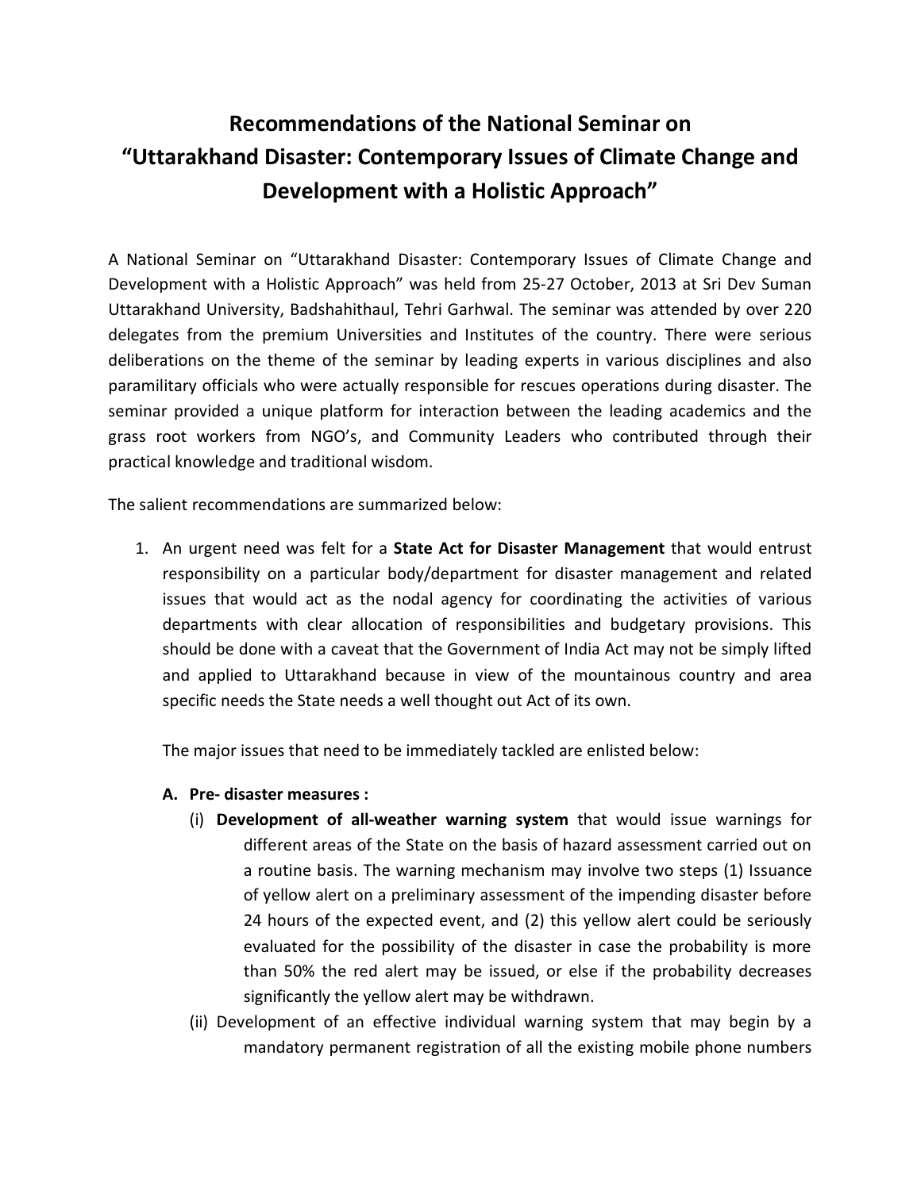# Recommendations of the National Seminar on "Uttarakhand Disaster: Contemporary Issues of Climate Change and Development with a Holistic Approach"

A National Seminar on "Uttarakhand Disaster: Contemporary Issues of Climate Change and Development with a Holistic Approach" was held from 25-27 October, 2013 at Sri Dev Suman Uttarakhand University, Badshahithaul, Tehri Garhwal. The seminar was attended by over 220 delegates from the premium Universities and Institutes of the country. There were serious deliberations on the theme of the seminar by leading experts in various disciplines and also paramilitary officials who were actually responsible for rescues operations during disaster. The seminar provided a unique platform for interaction between the leading academics and the grass root workers from NGO's, and Community Leaders who contributed through their practical knowledge and traditional wisdom.

The salient recommendations are summarized below:

1. An urgent need was felt for a **State Act for Disaster Management** that would entrust responsibility on a particular body/department for disaster management and related issues that would act as the nodal agency for coordinating the activities of various departments with clear allocation of responsibilities and budgetary provisions. This should be done with a caveat that the Government of India Act may not be simply lifted and applied to Uttarakhand because in view of the mountainous country and area specific needs the State needs a well thought out Act of its own.

   The major issues that need to be immediately tackled are enlisted below:

   **A. Pre- disaster measures :**

   (i) **Development of all-weather warning system** that would issue warnings for different areas of the State on the basis of hazard assessment carried out on a routine basis. The warning mechanism may involve two steps (1) Issuance of yellow alert on a preliminary assessment of the impending disaster before 24 hours of the expected event, and (2) this yellow alert could be seriously evaluated for the possibility of the disaster in case the probability is more than 50% the red alert may be issued, or else if the probability decreases significantly the yellow alert may be withdrawn.

   (ii) Development of an effective individual warning system that may begin by a mandatory permanent registration of all the existing mobile phone numbers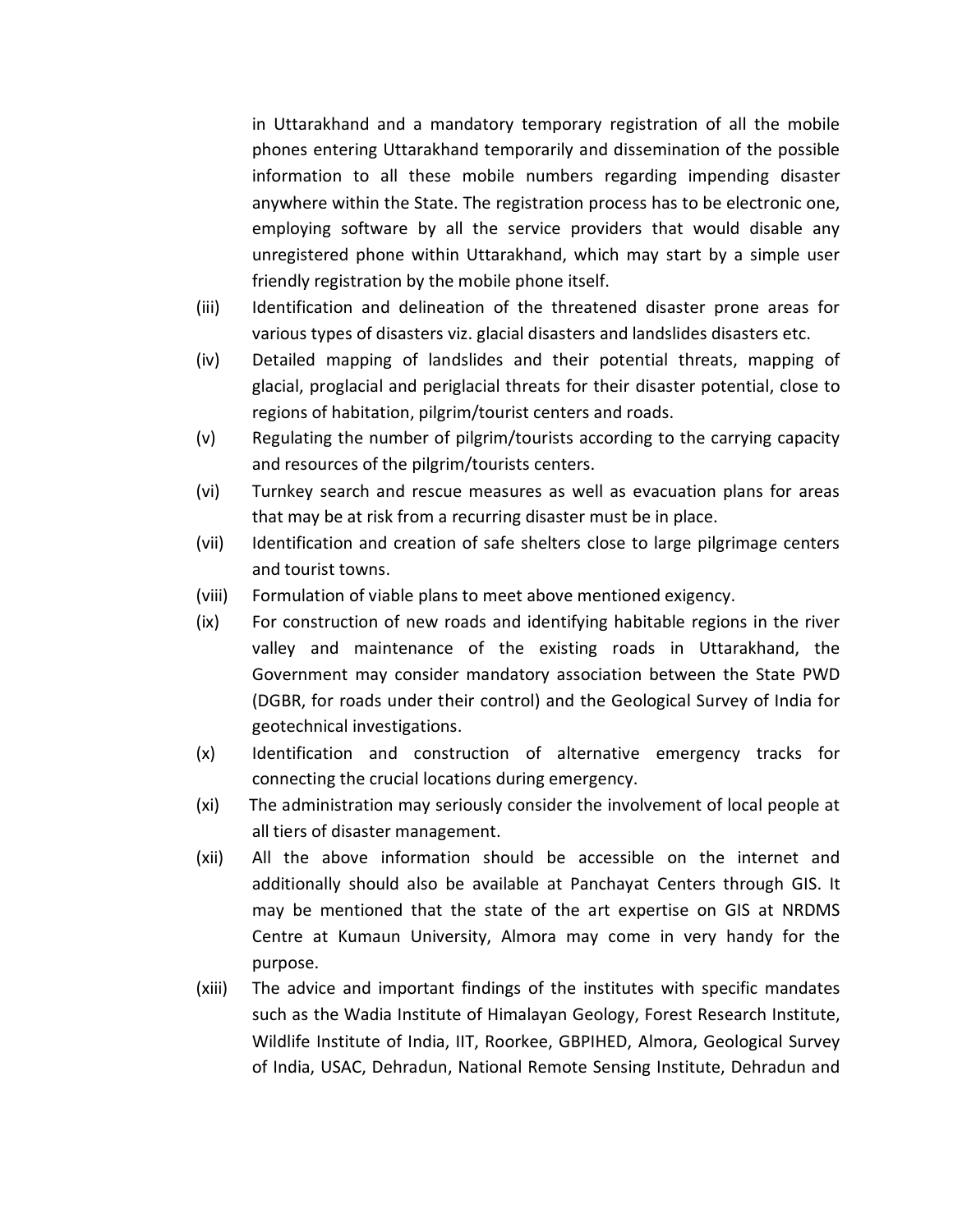in Uttarakhand and a mandatory temporary registration of all the mobile phones entering Uttarakhand temporarily and dissemination of the possible information to all these mobile numbers regarding impending disaster anywhere within the State. The registration process has to be electronic one, employing software by all the service providers that would disable any unregistered phone within Uttarakhand, which may start by a simple user friendly registration by the mobile phone itself.

(iii) Identification and delineation of the threatened disaster prone areas for various types of disasters viz. glacial disasters and landslides disasters etc.

(iv) Detailed mapping of landslides and their potential threats, mapping of glacial, proglacial and periglacial threats for their disaster potential, close to regions of habitation, pilgrim/tourist centers and roads.

(v) Regulating the number of pilgrim/tourists according to the carrying capacity and resources of the pilgrim/tourists centers.

(vi) Turnkey search and rescue measures as well as evacuation plans for areas that may be at risk from a recurring disaster must be in place.

(vii) Identification and creation of safe shelters close to large pilgrimage centers and tourist towns.

(viii) Formulation of viable plans to meet above mentioned exigency.

(ix) For construction of new roads and identifying habitable regions in the river valley and maintenance of the existing roads in Uttarakhand, the Government may consider mandatory association between the State PWD (DGBR, for roads under their control) and the Geological Survey of India for geotechnical investigations.

(x) Identification and construction of alternative emergency tracks for connecting the crucial locations during emergency.

(xi) The administration may seriously consider the involvement of local people at all tiers of disaster management.

(xii) All the above information should be accessible on the internet and additionally should also be available at Panchayat Centers through GIS. It may be mentioned that the state of the art expertise on GIS at NRDMS Centre at Kumaun University, Almora may come in very handy for the purpose.

(xiii) The advice and important findings of the institutes with specific mandates such as the Wadia Institute of Himalayan Geology, Forest Research Institute, Wildlife Institute of India, IIT, Roorkee, GBPIHED, Almora, Geological Survey of India, USAC, Dehradun, National Remote Sensing Institute, Dehradun and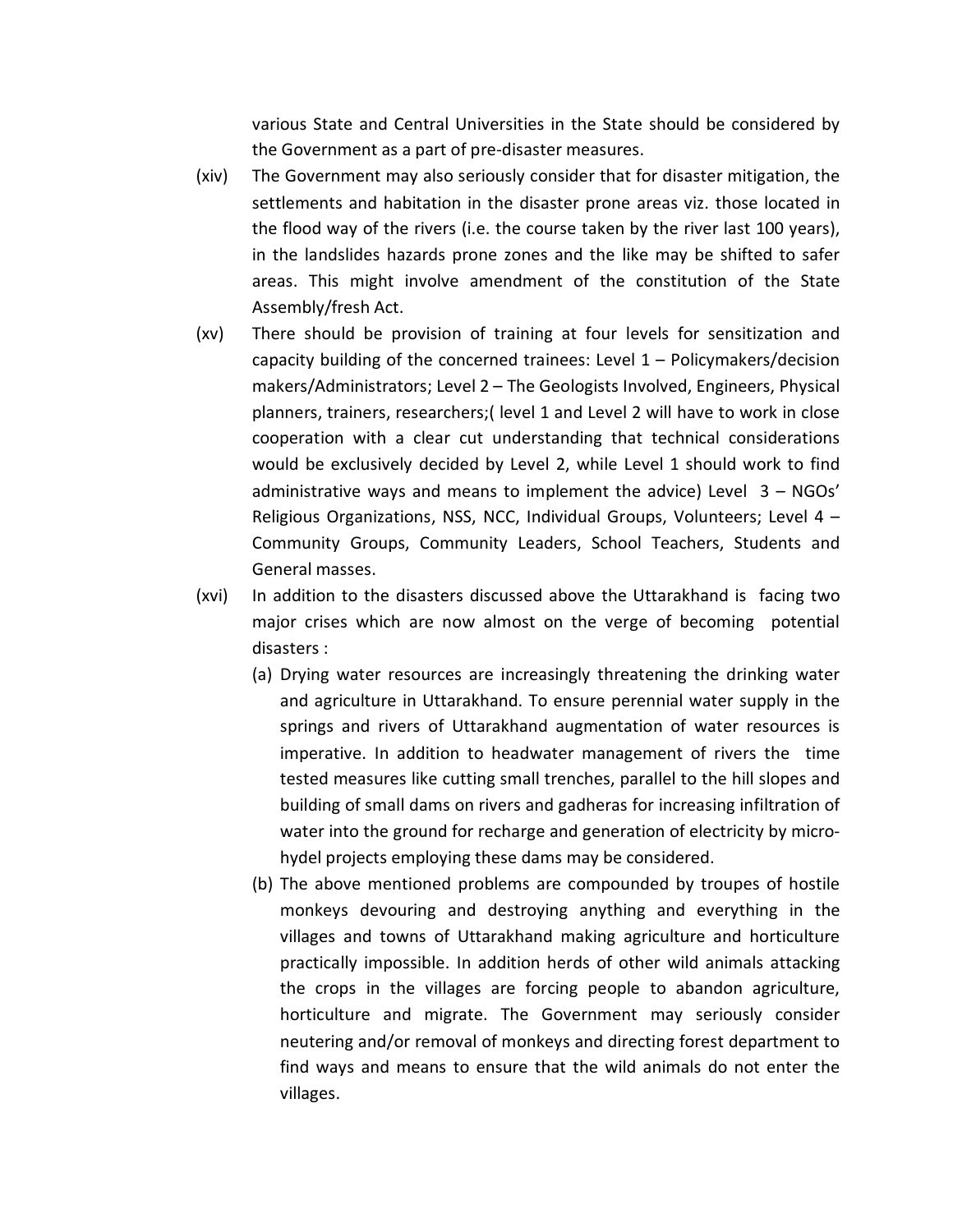various State and Central Universities in the State should be considered by the Government as a part of pre-disaster measures.

(xiv) The Government may also seriously consider that for disaster mitigation, the settlements and habitation in the disaster prone areas viz. those located in the flood way of the rivers (i.e. the course taken by the river last 100 years), in the landslides hazards prone zones and the like may be shifted to safer areas. This might involve amendment of the constitution of the State Assembly/fresh Act.

(xv) There should be provision of training at four levels for sensitization and capacity building of the concerned trainees: Level 1 – Policymakers/decision makers/Administrators; Level 2 – The Geologists Involved, Engineers, Physical planners, trainers, researchers;( level 1 and Level 2 will have to work in close cooperation with a clear cut understanding that technical considerations would be exclusively decided by Level 2, while Level 1 should work to find administrative ways and means to implement the advice) Level 3 – NGOs' Religious Organizations, NSS, NCC, Individual Groups, Volunteers; Level 4 – Community Groups, Community Leaders, School Teachers, Students and General masses.

(xvi) In addition to the disasters discussed above the Uttarakhand is facing two major crises which are now almost on the verge of becoming potential disasters :

(a) Drying water resources are increasingly threatening the drinking water and agriculture in Uttarakhand. To ensure perennial water supply in the springs and rivers of Uttarakhand augmentation of water resources is imperative. In addition to headwater management of rivers the time tested measures like cutting small trenches, parallel to the hill slopes and building of small dams on rivers and gadheras for increasing infiltration of water into the ground for recharge and generation of electricity by micro-hydel projects employing these dams may be considered.

(b) The above mentioned problems are compounded by troupes of hostile monkeys devouring and destroying anything and everything in the villages and towns of Uttarakhand making agriculture and horticulture practically impossible. In addition herds of other wild animals attacking the crops in the villages are forcing people to abandon agriculture, horticulture and migrate. The Government may seriously consider neutering and/or removal of monkeys and directing forest department to find ways and means to ensure that the wild animals do not enter the villages.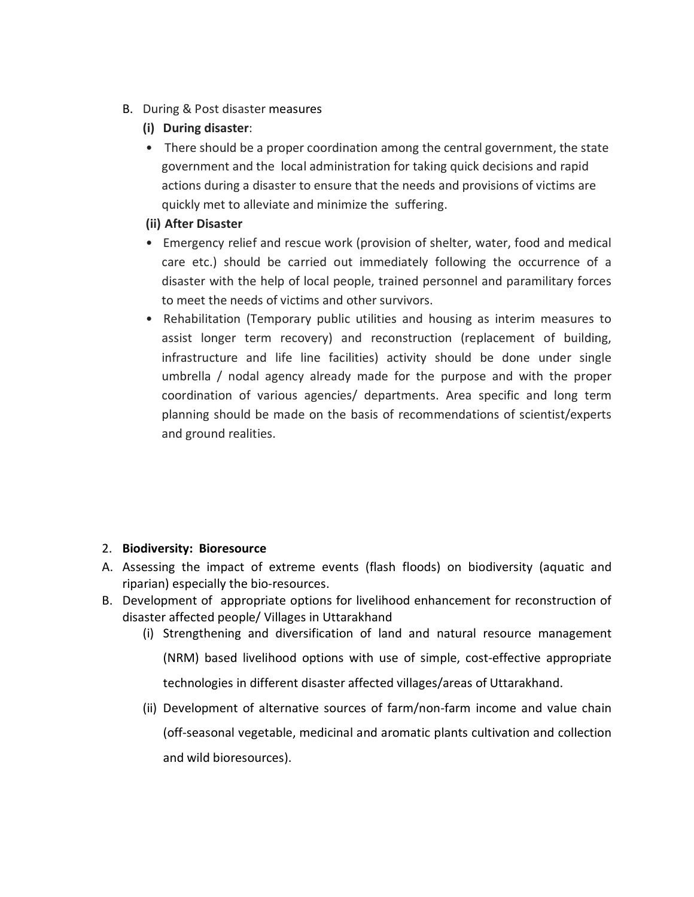B. During & Post disaster measures

**(i) During disaster**:

- There should be a proper coordination among the central government, the state government and the local administration for taking quick decisions and rapid actions during a disaster to ensure that the needs and provisions of victims are quickly met to alleviate and minimize the suffering.

**(ii) After Disaster**

- Emergency relief and rescue work (provision of shelter, water, food and medical care etc.) should be carried out immediately following the occurrence of a disaster with the help of local people, trained personnel and paramilitary forces to meet the needs of victims and other survivors.
- Rehabilitation (Temporary public utilities and housing as interim measures to assist longer term recovery) and reconstruction (replacement of building, infrastructure and life line facilities) activity should be done under single umbrella / nodal agency already made for the purpose and with the proper coordination of various agencies/ departments. Area specific and long term planning should be made on the basis of recommendations of scientist/experts and ground realities.

2. **Biodiversity: Bioresource**

A. Assessing the impact of extreme events (flash floods) on biodiversity (aquatic and riparian) especially the bio-resources.

B. Development of appropriate options for livelihood enhancement for reconstruction of disaster affected people/ Villages in Uttarakhand

   (i) Strengthening and diversification of land and natural resource management (NRM) based livelihood options with use of simple, cost-effective appropriate technologies in different disaster affected villages/areas of Uttarakhand.

   (ii) Development of alternative sources of farm/non-farm income and value chain (off-seasonal vegetable, medicinal and aromatic plants cultivation and collection and wild bioresources).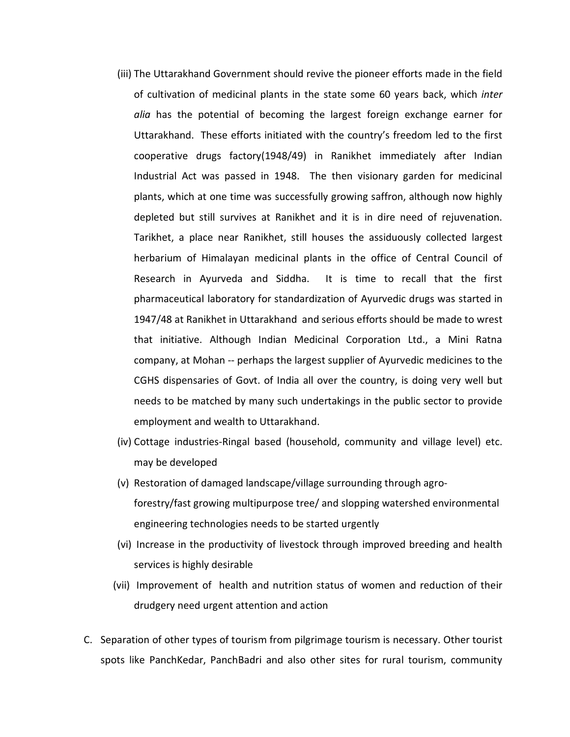(iii) The Uttarakhand Government should revive the pioneer efforts made in the field of cultivation of medicinal plants in the state some 60 years back, which *inter alia* has the potential of becoming the largest foreign exchange earner for Uttarakhand. These efforts initiated with the country's freedom led to the first cooperative drugs factory(1948/49) in Ranikhet immediately after Indian Industrial Act was passed in 1948. The then visionary garden for medicinal plants, which at one time was successfully growing saffron, although now highly depleted but still survives at Ranikhet and it is in dire need of rejuvenation. Tarikhet, a place near Ranikhet, still houses the assiduously collected largest herbarium of Himalayan medicinal plants in the office of Central Council of Research in Ayurveda and Siddha. It is time to recall that the first pharmaceutical laboratory for standardization of Ayurvedic drugs was started in 1947/48 at Ranikhet in Uttarakhand and serious efforts should be made to wrest that initiative. Although Indian Medicinal Corporation Ltd., a Mini Ratna company, at Mohan -- perhaps the largest supplier of Ayurvedic medicines to the CGHS dispensaries of Govt. of India all over the country, is doing very well but needs to be matched by many such undertakings in the public sector to provide employment and wealth to Uttarakhand.

(iv) Cottage industries-Ringal based (household, community and village level) etc. may be developed

(v) Restoration of damaged landscape/village surrounding through agro-forestry/fast growing multipurpose tree/ and slopping watershed environmental engineering technologies needs to be started urgently

(vi) Increase in the productivity of livestock through improved breeding and health services is highly desirable

(vii) Improvement of health and nutrition status of women and reduction of their drudgery need urgent attention and action

C. Separation of other types of tourism from pilgrimage tourism is necessary. Other tourist spots like PanchKedar, PanchBadri and also other sites for rural tourism, community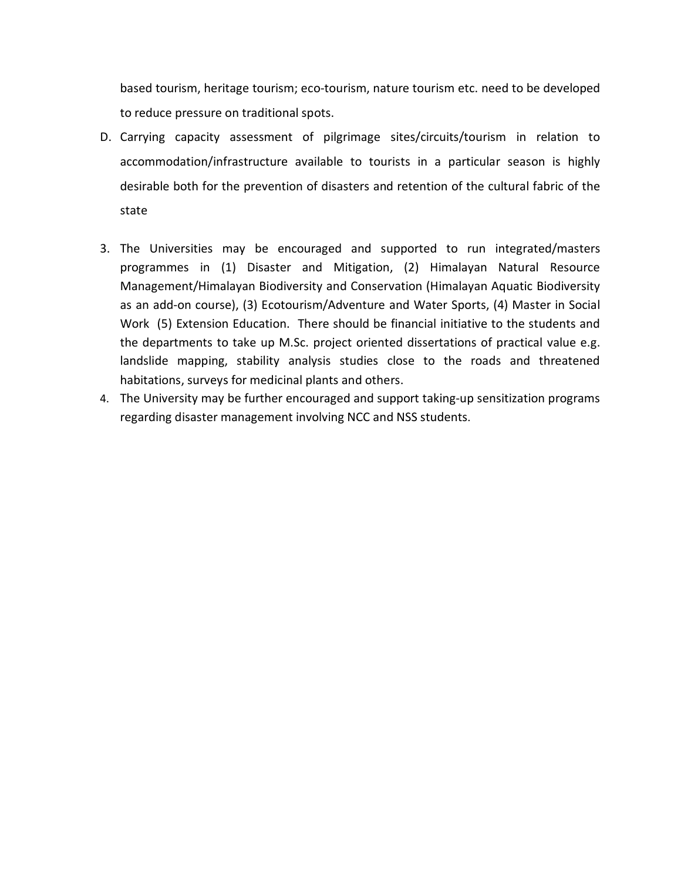based tourism, heritage tourism; eco-tourism, nature tourism etc. need to be developed to reduce pressure on traditional spots.

D. Carrying capacity assessment of pilgrimage sites/circuits/tourism in relation to accommodation/infrastructure available to tourists in a particular season is highly desirable both for the prevention of disasters and retention of the cultural fabric of the state

3. The Universities may be encouraged and supported to run integrated/masters programmes in (1) Disaster and Mitigation, (2) Himalayan Natural Resource Management/Himalayan Biodiversity and Conservation (Himalayan Aquatic Biodiversity as an add-on course), (3) Ecotourism/Adventure and Water Sports, (4) Master in Social Work (5) Extension Education. There should be financial initiative to the students and the departments to take up M.Sc. project oriented dissertations of practical value e.g. landslide mapping, stability analysis studies close to the roads and threatened habitations, surveys for medicinal plants and others.
4. The University may be further encouraged and support taking-up sensitization programs regarding disaster management involving NCC and NSS students.